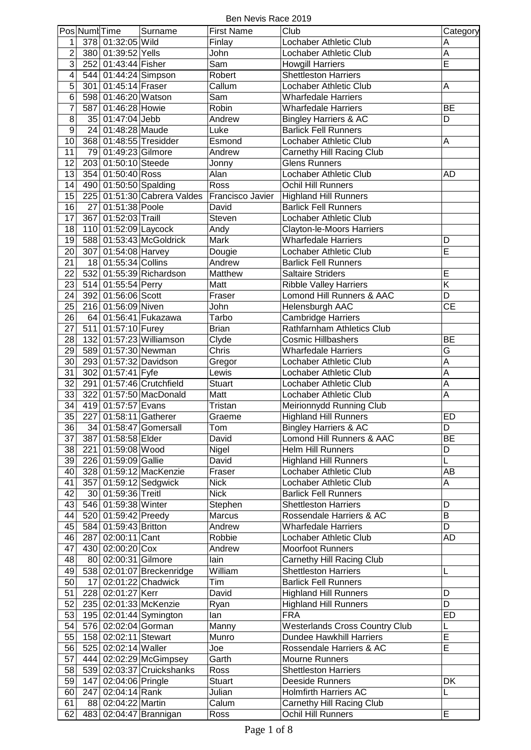# Ben Nevis Race 2019

| Pos | Numb | Time | Surname | First Name | Club | Category |
|---|---|---|---|---|---|---|
| 1 | 378 | 01:32:05 | Wild | Finlay | Lochaber Athletic Club | A |
| 2 | 380 | 01:39:52 | Yells | John | Lochaber Athletic Club | A |
| 3 | 252 | 01:43:44 | Fisher | Sam | Howgill Harriers | E |
| 4 | 544 | 01:44:24 | Simpson | Robert | Shettleston Harriers | |
| 5 | 301 | 01:45:14 | Fraser | Callum | Lochaber Athletic Club | A |
| 6 | 598 | 01:46:20 | Watson | Sam | Wharfedale Harriers | |
| 7 | 587 | 01:46:28 | Howie | Robin | Wharfedale Harriers | BE |
| 8 | 35 | 01:47:04 | Jebb | Andrew | Bingley Harriers & AC | D |
| 9 | 24 | 01:48:28 | Maude | Luke | Barlick Fell Runners | |
| 10 | 368 | 01:48:55 | Tresidder | Esmond | Lochaber Athletic Club | A |
| 11 | 79 | 01:49:23 | Gilmore | Andrew | Carnethy Hill Racing Club | |
| 12 | 203 | 01:50:10 | Steede | Jonny | Glens Runners | |
| 13 | 354 | 01:50:40 | Ross | Alan | Lochaber Athletic Club | AD |
| 14 | 490 | 01:50:50 | Spalding | Ross | Ochil Hill Runners | |
| 15 | 225 | 01:51:30 | Cabrera Valdes | Francisco Javier | Highland Hill Runners | |
| 16 | 27 | 01:51:38 | Poole | David | Barlick Fell Runners | |
| 17 | 367 | 01:52:03 | Traill | Steven | Lochaber Athletic Club | |
| 18 | 110 | 01:52:09 | Laycock | Andy | Clayton-le-Moors Harriers | |
| 19 | 588 | 01:53:43 | McGoldrick | Mark | Wharfedale Harriers | D |
| 20 | 307 | 01:54:08 | Harvey | Dougie | Lochaber Athletic Club | E |
| 21 | 18 | 01:55:34 | Collins | Andrew | Barlick Fell Runners | |
| 22 | 532 | 01:55:39 | Richardson | Matthew | Saltaire Striders | E |
| 23 | 514 | 01:55:54 | Perry | Matt | Ribble Valley Harriers | K |
| 24 | 392 | 01:56:06 | Scott | Fraser | Lomond Hill Runners & AAC | D |
| 25 | 216 | 01:56:09 | Niven | John | Helensburgh AAC | CE |
| 26 | 64 | 01:56:41 | Fukazawa | Tarbo | Cambridge Harriers | |
| 27 | 511 | 01:57:10 | Furey | Brian | Rathfarnham Athletics Club | |
| 28 | 132 | 01:57:23 | Williamson | Clyde | Cosmic Hillbashers | BE |
| 29 | 589 | 01:57:30 | Newman | Chris | Wharfedale Harriers | G |
| 30 | 293 | 01:57:32 | Davidson | Gregor | Lochaber Athletic Club | A |
| 31 | 302 | 01:57:41 | Fyfe | Lewis | Lochaber Athletic Club | A |
| 32 | 291 | 01:57:46 | Crutchfield | Stuart | Lochaber Athletic Club | A |
| 33 | 322 | 01:57:50 | MacDonald | Matt | Lochaber Athletic Club | A |
| 34 | 419 | 01:57:57 | Evans | Tristan | Meirionnydd Running Club | |
| 35 | 227 | 01:58:11 | Gatherer | Graeme | Highland Hill Runners | ED |
| 36 | 34 | 01:58:47 | Gomersall | Tom | Bingley Harriers & AC | D |
| 37 | 387 | 01:58:58 | Elder | David | Lomond Hill Runners & AAC | BE |
| 38 | 221 | 01:59:08 | Wood | Nigel | Helm Hill Runners | D |
| 39 | 226 | 01:59:09 | Gallie | David | Highland Hill Runners | L |
| 40 | 328 | 01:59:12 | MacKenzie | Fraser | Lochaber Athletic Club | AB |
| 41 | 357 | 01:59:12 | Sedgwick | Nick | Lochaber Athletic Club | A |
| 42 | 30 | 01:59:36 | Treitl | Nick | Barlick Fell Runners | |
| 43 | 546 | 01:59:38 | Winter | Stephen | Shettleston Harriers | D |
| 44 | 520 | 01:59:42 | Preedy | Marcus | Rossendale Harriers & AC | B |
| 45 | 584 | 01:59:43 | Britton | Andrew | Wharfedale Harriers | D |
| 46 | 287 | 02:00:11 | Cant | Robbie | Lochaber Athletic Club | AD |
| 47 | 430 | 02:00:20 | Cox | Andrew | Moorfoot Runners | |
| 48 | 80 | 02:00:31 | Gilmore | Iain | Carnethy Hill Racing Club | |
| 49 | 538 | 02:01:07 | Breckenridge | William | Shettleston Harriers | L |
| 50 | 17 | 02:01:22 | Chadwick | Tim | Barlick Fell Runners | |
| 51 | 228 | 02:01:27 | Kerr | David | Highland Hill Runners | D |
| 52 | 235 | 02:01:33 | McKenzie | Ryan | Highland Hill Runners | D |
| 53 | 195 | 02:01:44 | Symington | Ian | FRA | ED |
| 54 | 576 | 02:02:04 | Gorman | Manny | Westerlands Cross Country Club | L |
| 55 | 158 | 02:02:11 | Stewart | Munro | Dundee Hawkhill Harriers | E |
| 56 | 525 | 02:02:14 | Waller | Joe | Rossendale Harriers & AC | E |
| 57 | 444 | 02:02:29 | McGimpsey | Garth | Mourne Runners | |
| 58 | 539 | 02:03:37 | Cruickshanks | Ross | Shettleston Harriers | |
| 59 | 147 | 02:04:06 | Pringle | Stuart | Deeside Runners | DK |
| 60 | 247 | 02:04:14 | Rank | Julian | Holmfirth Harriers AC | L |
| 61 | 88 | 02:04:22 | Martin | Calum | Carnethy Hill Racing Club | |
| 62 | 483 | 02:04:47 | Brannigan | Ross | Ochil Hill Runners | E |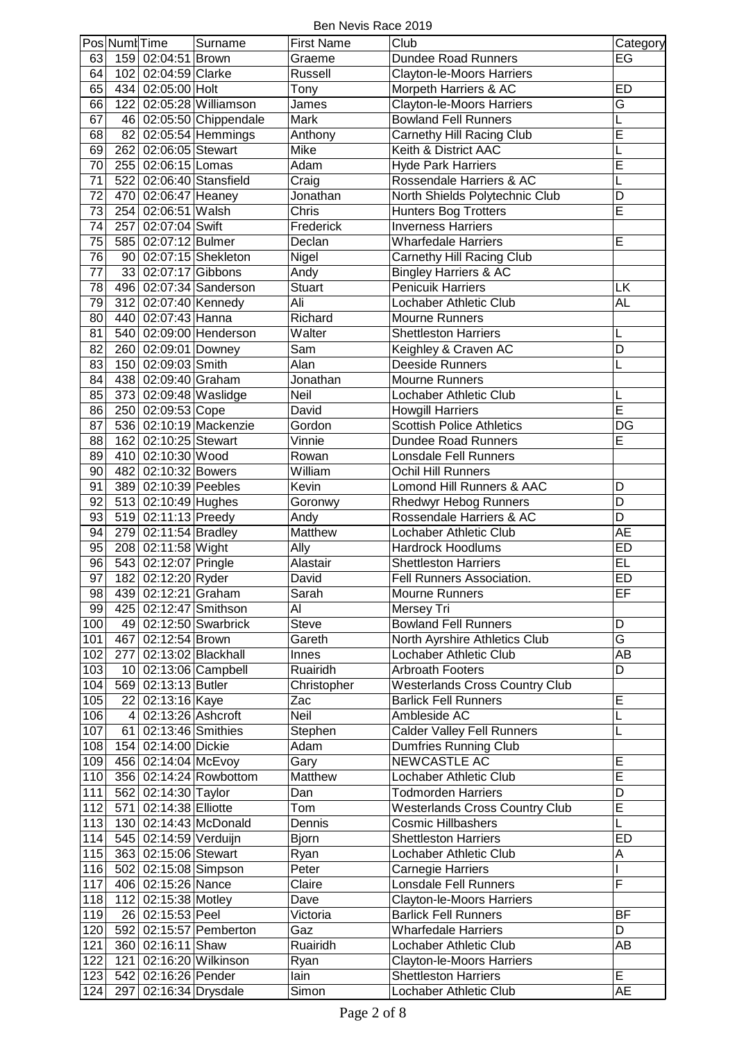Ben Nevis Race 2019

| Pos | Numb | Time | Surname | First Name | Club | Category |
|---|---|---|---|---|---|---|
| 63 | 159 | 02:04:51 | Brown | Graeme | Dundee Road Runners | EG |
| 64 | 102 | 02:04:59 | Clarke | Russell | Clayton-le-Moors Harriers | |
| 65 | 434 | 02:05:00 | Holt | Tony | Morpeth Harriers & AC | ED |
| 66 | 122 | 02:05:28 | Williamson | James | Clayton-le-Moors Harriers | G |
| 67 | 46 | 02:05:50 | Chippendale | Mark | Bowland Fell Runners | L |
| 68 | 82 | 02:05:54 | Hemmings | Anthony | Carnethy Hill Racing Club | E |
| 69 | 262 | 02:06:05 | Stewart | Mike | Keith & District AAC | L |
| 70 | 255 | 02:06:15 | Lomas | Adam | Hyde Park Harriers | E |
| 71 | 522 | 02:06:40 | Stansfield | Craig | Rossendale Harriers & AC | L |
| 72 | 470 | 02:06:47 | Heaney | Jonathan | North Shields Polytechnic Club | D |
| 73 | 254 | 02:06:51 | Walsh | Chris | Hunters Bog Trotters | E |
| 74 | 257 | 02:07:04 | Swift | Frederick | Inverness Harriers | |
| 75 | 585 | 02:07:12 | Bulmer | Declan | Wharfedale Harriers | E |
| 76 | 90 | 02:07:15 | Shekleton | Nigel | Carnethy Hill Racing Club | |
| 77 | 33 | 02:07:17 | Gibbons | Andy | Bingley Harriers & AC | |
| 78 | 496 | 02:07:34 | Sanderson | Stuart | Penicuik Harriers | LK |
| 79 | 312 | 02:07:40 | Kennedy | Ali | Lochaber Athletic Club | AL |
| 80 | 440 | 02:07:43 | Hanna | Richard | Mourne Runners | |
| 81 | 540 | 02:09:00 | Henderson | Walter | Shettleston Harriers | L |
| 82 | 260 | 02:09:01 | Downey | Sam | Keighley & Craven AC | D |
| 83 | 150 | 02:09:03 | Smith | Alan | Deeside Runners | L |
| 84 | 438 | 02:09:40 | Graham | Jonathan | Mourne Runners | |
| 85 | 373 | 02:09:48 | Waslidge | Neil | Lochaber Athletic Club | L |
| 86 | 250 | 02:09:53 | Cope | David | Howgill Harriers | E |
| 87 | 536 | 02:10:19 | Mackenzie | Gordon | Scottish Police Athletics | DG |
| 88 | 162 | 02:10:25 | Stewart | Vinnie | Dundee Road Runners | E |
| 89 | 410 | 02:10:30 | Wood | Rowan | Lonsdale Fell Runners | |
| 90 | 482 | 02:10:32 | Bowers | William | Ochil Hill Runners | |
| 91 | 389 | 02:10:39 | Peebles | Kevin | Lomond Hill Runners & AAC | D |
| 92 | 513 | 02:10:49 | Hughes | Goronwy | Rhedwyr Hebog Runners | D |
| 93 | 519 | 02:11:13 | Preedy | Andy | Rossendale Harriers & AC | D |
| 94 | 279 | 02:11:54 | Bradley | Matthew | Lochaber Athletic Club | AE |
| 95 | 208 | 02:11:58 | Wight | Ally | Hardrock Hoodlums | ED |
| 96 | 543 | 02:12:07 | Pringle | Alastair | Shettleston Harriers | EL |
| 97 | 182 | 02:12:20 | Ryder | David | Fell Runners Association. | ED |
| 98 | 439 | 02:12:21 | Graham | Sarah | Mourne Runners | EF |
| 99 | 425 | 02:12:47 | Smithson | Al | Mersey Tri | |
| 100 | 49 | 02:12:50 | Swarbrick | Steve | Bowland Fell Runners | D |
| 101 | 467 | 02:12:54 | Brown | Gareth | North Ayrshire Athletics Club | G |
| 102 | 277 | 02:13:02 | Blackhall | Innes | Lochaber Athletic Club | AB |
| 103 | 10 | 02:13:06 | Campbell | Ruairidh | Arbroath Footers | D |
| 104 | 569 | 02:13:13 | Butler | Christopher | Westerlands Cross Country Club | |
| 105 | 22 | 02:13:16 | Kaye | Zac | Barlick Fell Runners | E |
| 106 | 4 | 02:13:26 | Ashcroft | Neil | Ambleside AC | L |
| 107 | 61 | 02:13:46 | Smithies | Stephen | Calder Valley Fell Runners | L |
| 108 | 154 | 02:14:00 | Dickie | Adam | Dumfries Running Club | |
| 109 | 456 | 02:14:04 | McEvoy | Gary | NEWCASTLE AC | E |
| 110 | 356 | 02:14:24 | Rowbottom | Matthew | Lochaber Athletic Club | E |
| 111 | 562 | 02:14:30 | Taylor | Dan | Todmorden Harriers | D |
| 112 | 571 | 02:14:38 | Elliotte | Tom | Westerlands Cross Country Club | E |
| 113 | 130 | 02:14:43 | McDonald | Dennis | Cosmic Hillbashers | L |
| 114 | 545 | 02:14:59 | Verduijn | Bjorn | Shettleston Harriers | ED |
| 115 | 363 | 02:15:06 | Stewart | Ryan | Lochaber Athletic Club | A |
| 116 | 502 | 02:15:08 | Simpson | Peter | Carnegie Harriers | I |
| 117 | 406 | 02:15:26 | Nance | Claire | Lonsdale Fell Runners | F |
| 118 | 112 | 02:15:38 | Motley | Dave | Clayton-le-Moors Harriers | |
| 119 | 26 | 02:15:53 | Peel | Victoria | Barlick Fell Runners | BF |
| 120 | 592 | 02:15:57 | Pemberton | Gaz | Wharfedale Harriers | D |
| 121 | 360 | 02:16:11 | Shaw | Ruairidh | Lochaber Athletic Club | AB |
| 122 | 121 | 02:16:20 | Wilkinson | Ryan | Clayton-le-Moors Harriers | |
| 123 | 542 | 02:16:26 | Pender | Iain | Shettleston Harriers | E |
| 124 | 297 | 02:16:34 | Drysdale | Simon | Lochaber Athletic Club | AE |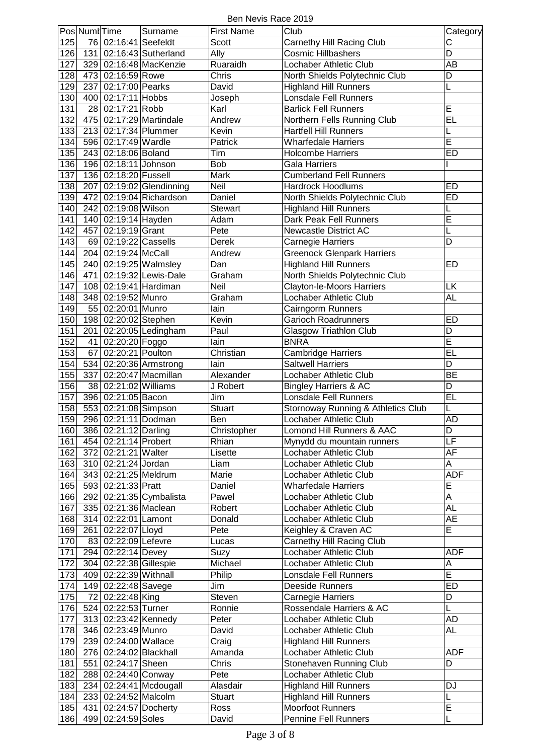# Ben Nevis Race 2019

| Pos | Numb | Time | Surname | First Name | Club | Category |
|---|---|---|---|---|---|---|
| 125 | 76 | 02:16:41 | Seefeldt | Scott | Carnethy Hill Racing Club | C |
| 126 | 131 | 02:16:43 | Sutherland | Ally | Cosmic Hillbashers | D |
| 127 | 329 | 02:16:48 | MacKenzie | Ruaraidh | Lochaber Athletic Club | AB |
| 128 | 473 | 02:16:59 | Rowe | Chris | North Shields Polytechnic Club | D |
| 129 | 237 | 02:17:00 | Pearks | David | Highland Hill Runners | L |
| 130 | 400 | 02:17:11 | Hobbs | Joseph | Lonsdale Fell Runners | |
| 131 | 28 | 02:17:21 | Robb | Karl | Barlick Fell Runners | E |
| 132 | 475 | 02:17:29 | Martindale | Andrew | Northern Fells Running Club | EL |
| 133 | 213 | 02:17:34 | Plummer | Kevin | Hartfell Hill Runners | L |
| 134 | 596 | 02:17:49 | Wardle | Patrick | Wharfedale Harriers | E |
| 135 | 243 | 02:18:06 | Boland | Tim | Holcombe Harriers | ED |
| 136 | 196 | 02:18:11 | Johnson | Bob | Gala Harriers | I |
| 137 | 136 | 02:18:20 | Fussell | Mark | Cumberland Fell Runners | |
| 138 | 207 | 02:19:02 | Glendinning | Neil | Hardrock Hoodlums | ED |
| 139 | 472 | 02:19:04 | Richardson | Daniel | North Shields Polytechnic Club | ED |
| 140 | 242 | 02:19:08 | Wilson | Stewart | Highland Hill Runners | L |
| 141 | 140 | 02:19:14 | Hayden | Adam | Dark Peak Fell Runners | E |
| 142 | 457 | 02:19:19 | Grant | Pete | Newcastle District AC | L |
| 143 | 69 | 02:19:22 | Cassells | Derek | Carnegie Harriers | D |
| 144 | 204 | 02:19:24 | McCall | Andrew | Greenock Glenpark Harriers | |
| 145 | 240 | 02:19:25 | Walmsley | Dan | Highland Hill Runners | ED |
| 146 | 471 | 02:19:32 | Lewis-Dale | Graham | North Shields Polytechnic Club | |
| 147 | 108 | 02:19:41 | Hardiman | Neil | Clayton-le-Moors Harriers | LK |
| 148 | 348 | 02:19:52 | Munro | Graham | Lochaber Athletic Club | AL |
| 149 | 55 | 02:20:01 | Munro | Iain | Cairngorm Runners | |
| 150 | 198 | 02:20:02 | Stephen | Kevin | Garioch Roadrunners | ED |
| 151 | 201 | 02:20:05 | Ledingham | Paul | Glasgow Triathlon Club | D |
| 152 | 41 | 02:20:20 | Foggo | Iain | BNRA | E |
| 153 | 67 | 02:20:21 | Poulton | Christian | Cambridge Harriers | EL |
| 154 | 534 | 02:20:36 | Armstrong | Iain | Saltwell Harriers | D |
| 155 | 337 | 02:20:47 | Macmillan | Alexander | Lochaber Athletic Club | BE |
| 156 | 38 | 02:21:02 | Williams | J Robert | Bingley Harriers & AC | D |
| 157 | 396 | 02:21:05 | Bacon | Jim | Lonsdale Fell Runners | EL |
| 158 | 553 | 02:21:08 | Simpson | Stuart | Stornoway Running & Athletics Club | L |
| 159 | 296 | 02:21:11 | Dodman | Ben | Lochaber Athletic Club | AD |
| 160 | 386 | 02:21:12 | Darling | Christopher | Lomond Hill Runners & AAC | D |
| 161 | 454 | 02:21:14 | Probert | Rhian | Mynydd du mountain runners | LF |
| 162 | 372 | 02:21:21 | Walter | Lisette | Lochaber Athletic Club | AF |
| 163 | 310 | 02:21:24 | Jordan | Liam | Lochaber Athletic Club | A |
| 164 | 343 | 02:21:25 | Meldrum | Marie | Lochaber Athletic Club | ADF |
| 165 | 593 | 02:21:33 | Pratt | Daniel | Wharfedale Harriers | E |
| 166 | 292 | 02:21:35 | Cymbalista | Pawel | Lochaber Athletic Club | A |
| 167 | 335 | 02:21:36 | Maclean | Robert | Lochaber Athletic Club | AL |
| 168 | 314 | 02:22:01 | Lamont | Donald | Lochaber Athletic Club | AE |
| 169 | 261 | 02:22:07 | Lloyd | Pete | Keighley & Craven AC | E |
| 170 | 83 | 02:22:09 | Lefevre | Lucas | Carnethy Hill Racing Club | |
| 171 | 294 | 02:22:14 | Devey | Suzy | Lochaber Athletic Club | ADF |
| 172 | 304 | 02:22:38 | Gillespie | Michael | Lochaber Athletic Club | A |
| 173 | 409 | 02:22:39 | Withnall | Philip | Lonsdale Fell Runners | E |
| 174 | 149 | 02:22:48 | Savege | Jim | Deeside Runners | ED |
| 175 | 72 | 02:22:48 | King | Steven | Carnegie Harriers | D |
| 176 | 524 | 02:22:53 | Turner | Ronnie | Rossendale Harriers & AC | L |
| 177 | 313 | 02:23:42 | Kennedy | Peter | Lochaber Athletic Club | AD |
| 178 | 346 | 02:23:49 | Munro | David | Lochaber Athletic Club | AL |
| 179 | 239 | 02:24:00 | Wallace | Craig | Highland Hill Runners | |
| 180 | 276 | 02:24:02 | Blackhall | Amanda | Lochaber Athletic Club | ADF |
| 181 | 551 | 02:24:17 | Sheen | Chris | Stonehaven Running Club | D |
| 182 | 288 | 02:24:40 | Conway | Pete | Lochaber Athletic Club | |
| 183 | 234 | 02:24:41 | Mcdougall | Alasdair | Highland Hill Runners | DJ |
| 184 | 233 | 02:24:52 | Malcolm | Stuart | Highland Hill Runners | L |
| 185 | 431 | 02:24:57 | Docherty | Ross | Moorfoot Runners | E |
| 186 | 499 | 02:24:59 | Soles | David | Pennine Fell Runners | L |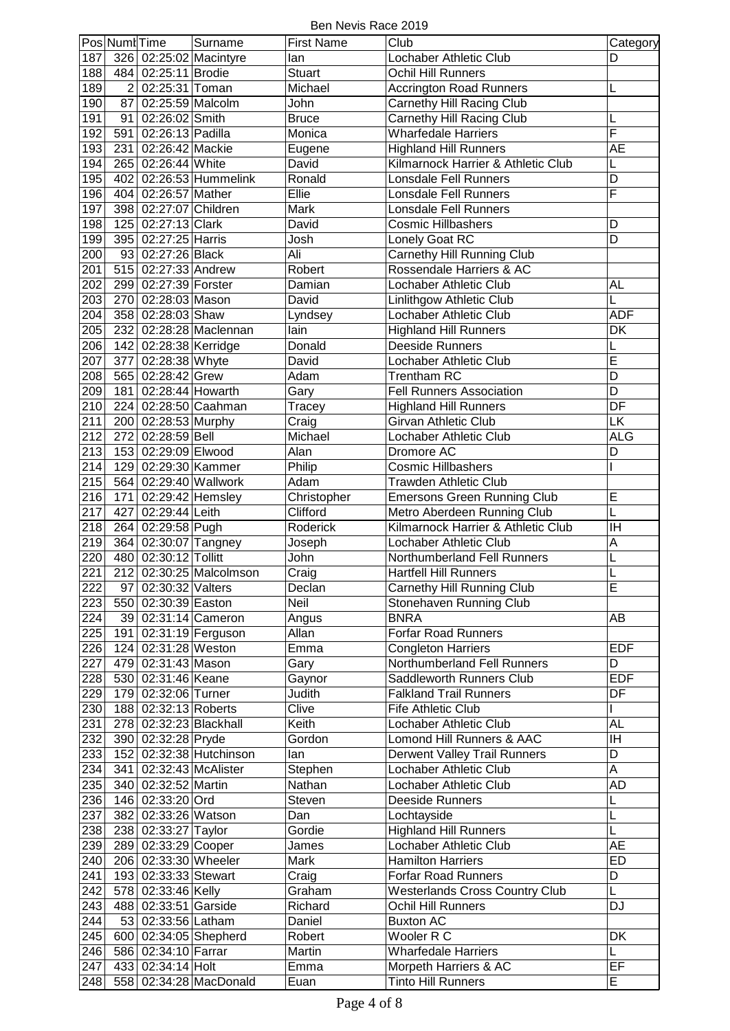# Ben Nevis Race 2019

| Pos | Numb | Time | Surname | First Name | Club | Category |
|---|---|---|---|---|---|---|
| 187 | 326 | 02:25:02 | Macintyre | Ian | Lochaber Athletic Club | D |
| 188 | 484 | 02:25:11 | Brodie | Stuart | Ochil Hill Runners | |
| 189 | 2 | 02:25:31 | Toman | Michael | Accrington Road Runners | L |
| 190 | 87 | 02:25:59 | Malcolm | John | Carnethy Hill Racing Club | |
| 191 | 91 | 02:26:02 | Smith | Bruce | Carnethy Hill Racing Club | L |
| 192 | 591 | 02:26:13 | Padilla | Monica | Wharfedale Harriers | F |
| 193 | 231 | 02:26:42 | Mackie | Eugene | Highland Hill Runners | AE |
| 194 | 265 | 02:26:44 | White | David | Kilmarnock Harrier & Athletic Club | L |
| 195 | 402 | 02:26:53 | Hummelink | Ronald | Lonsdale Fell Runners | D |
| 196 | 404 | 02:26:57 | Mather | Ellie | Lonsdale Fell Runners | F |
| 197 | 398 | 02:27:07 | Children | Mark | Lonsdale Fell Runners | |
| 198 | 125 | 02:27:13 | Clark | David | Cosmic Hillbashers | D |
| 199 | 395 | 02:27:25 | Harris | Josh | Lonely Goat RC | D |
| 200 | 93 | 02:27:26 | Black | Ali | Carnethy Hill Running Club | |
| 201 | 515 | 02:27:33 | Andrew | Robert | Rossendale Harriers & AC | |
| 202 | 299 | 02:27:39 | Forster | Damian | Lochaber Athletic Club | AL |
| 203 | 270 | 02:28:03 | Mason | David | Linlithgow Athletic Club | L |
| 204 | 358 | 02:28:03 | Shaw | Lyndsey | Lochaber Athletic Club | ADF |
| 205 | 232 | 02:28:28 | Maclennan | Iain | Highland Hill Runners | DK |
| 206 | 142 | 02:28:38 | Kerridge | Donald | Deeside Runners | L |
| 207 | 377 | 02:28:38 | Whyte | David | Lochaber Athletic Club | E |
| 208 | 565 | 02:28:42 | Grew | Adam | Trentham RC | D |
| 209 | 181 | 02:28:44 | Howarth | Gary | Fell Runners Association | D |
| 210 | 224 | 02:28:50 | Caahman | Tracey | Highland Hill Runners | DF |
| 211 | 200 | 02:28:53 | Murphy | Craig | Girvan Athletic Club | LK |
| 212 | 272 | 02:28:59 | Bell | Michael | Lochaber Athletic Club | ALG |
| 213 | 153 | 02:29:09 | Elwood | Alan | Dromore AC | D |
| 214 | 129 | 02:29:30 | Kammer | Philip | Cosmic Hillbashers | I |
| 215 | 564 | 02:29:40 | Wallwork | Adam | Trawden Athletic Club | |
| 216 | 171 | 02:29:42 | Hemsley | Christopher | Emersons Green Running Club | E |
| 217 | 427 | 02:29:44 | Leith | Clifford | Metro Aberdeen Running Club | L |
| 218 | 264 | 02:29:58 | Pugh | Roderick | Kilmarnock Harrier & Athletic Club | IH |
| 219 | 364 | 02:30:07 | Tangney | Joseph | Lochaber Athletic Club | A |
| 220 | 480 | 02:30:12 | Tollitt | John | Northumberland Fell Runners | L |
| 221 | 212 | 02:30:25 | Malcolmson | Craig | Hartfell Hill Runners | L |
| 222 | 97 | 02:30:32 | Valters | Declan | Carnethy Hill Running Club | E |
| 223 | 550 | 02:30:39 | Easton | Neil | Stonehaven Running Club | |
| 224 | 39 | 02:31:14 | Cameron | Angus | BNRA | AB |
| 225 | 191 | 02:31:19 | Ferguson | Allan | Forfar Road Runners | |
| 226 | 124 | 02:31:28 | Weston | Emma | Congleton Harriers | EDF |
| 227 | 479 | 02:31:43 | Mason | Gary | Northumberland Fell Runners | D |
| 228 | 530 | 02:31:46 | Keane | Gaynor | Saddleworth Runners Club | EDF |
| 229 | 179 | 02:32:06 | Turner | Judith | Falkland Trail Runners | DF |
| 230 | 188 | 02:32:13 | Roberts | Clive | Fife Athletic Club | I |
| 231 | 278 | 02:32:23 | Blackhall | Keith | Lochaber Athletic Club | AL |
| 232 | 390 | 02:32:28 | Pryde | Gordon | Lomond Hill Runners & AAC | IH |
| 233 | 152 | 02:32:38 | Hutchinson | Ian | Derwent Valley Trail Runners | D |
| 234 | 341 | 02:32:43 | McAlister | Stephen | Lochaber Athletic Club | A |
| 235 | 340 | 02:32:52 | Martin | Nathan | Lochaber Athletic Club | AD |
| 236 | 146 | 02:33:20 | Ord | Steven | Deeside Runners | L |
| 237 | 382 | 02:33:26 | Watson | Dan | Lochtayside | L |
| 238 | 238 | 02:33:27 | Taylor | Gordie | Highland Hill Runners | L |
| 239 | 289 | 02:33:29 | Cooper | James | Lochaber Athletic Club | AE |
| 240 | 206 | 02:33:30 | Wheeler | Mark | Hamilton Harriers | ED |
| 241 | 193 | 02:33:33 | Stewart | Craig | Forfar Road Runners | D |
| 242 | 578 | 02:33:46 | Kelly | Graham | Westerlands Cross Country Club | L |
| 243 | 488 | 02:33:51 | Garside | Richard | Ochil Hill Runners | DJ |
| 244 | 53 | 02:33:56 | Latham | Daniel | Buxton AC | |
| 245 | 600 | 02:34:05 | Shepherd | Robert | Wooler R C | DK |
| 246 | 586 | 02:34:10 | Farrar | Martin | Wharfedale Harriers | L |
| 247 | 433 | 02:34:14 | Holt | Emma | Morpeth Harriers & AC | EF |
| 248 | 558 | 02:34:28 | MacDonald | Euan | Tinto Hill Runners | E |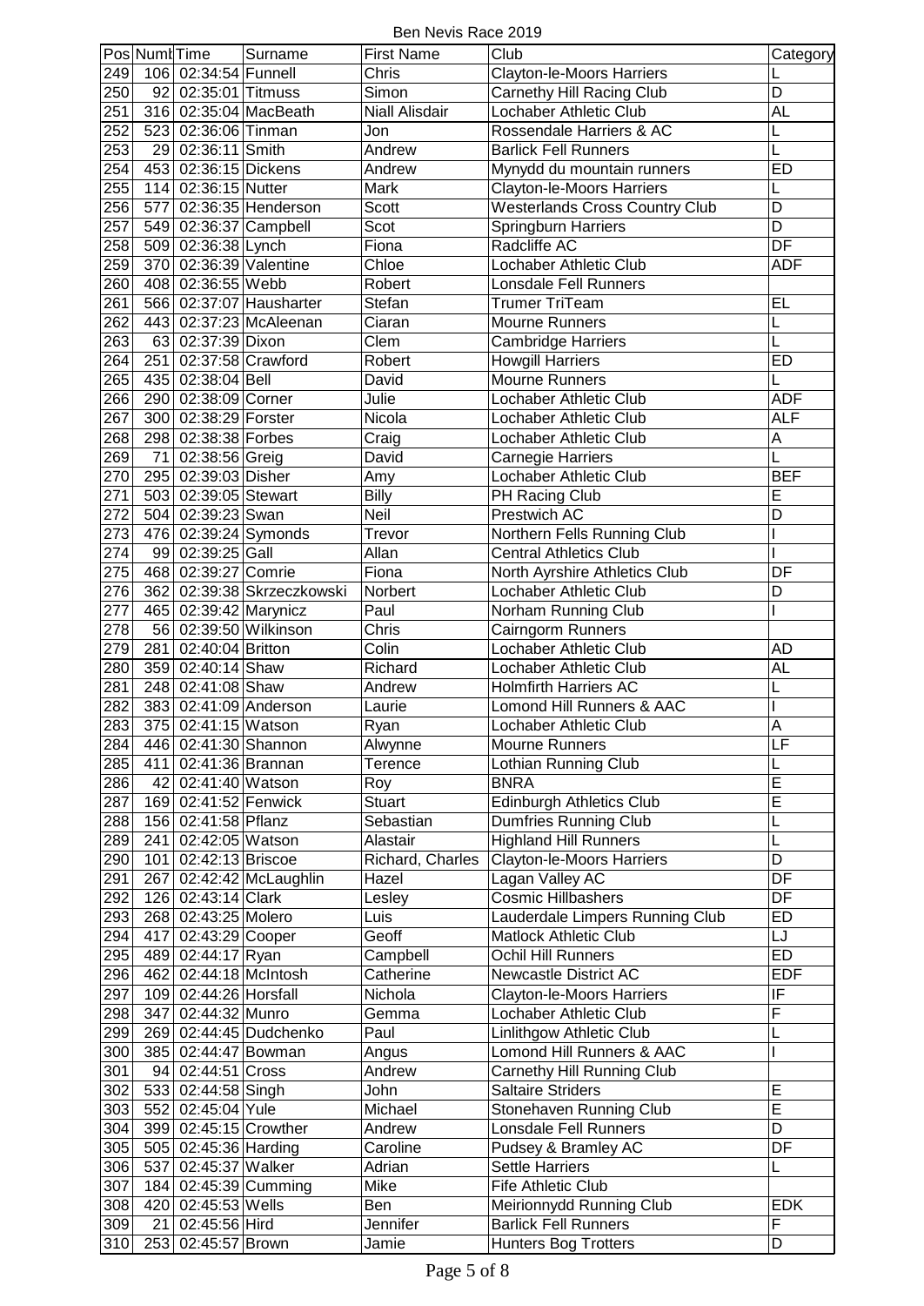Ben Nevis Race 2019

| Pos | Numb | Time | Surname | First Name | Club | Category |
|---|---|---|---|---|---|---|
| 249 | 106 | 02:34:54 | Funnell | Chris | Clayton-le-Moors Harriers | L |
| 250 | 92 | 02:35:01 | Titmuss | Simon | Carnethy Hill Racing Club | D |
| 251 | 316 | 02:35:04 | MacBeath | Niall Alisdair | Lochaber Athletic Club | AL |
| 252 | 523 | 02:36:06 | Tinman | Jon | Rossendale Harriers & AC | L |
| 253 | 29 | 02:36:11 | Smith | Andrew | Barlick Fell Runners | L |
| 254 | 453 | 02:36:15 | Dickens | Andrew | Mynydd du mountain runners | ED |
| 255 | 114 | 02:36:15 | Nutter | Mark | Clayton-le-Moors Harriers | L |
| 256 | 577 | 02:36:35 | Henderson | Scott | Westerlands Cross Country Club | D |
| 257 | 549 | 02:36:37 | Campbell | Scot | Springburn Harriers | D |
| 258 | 509 | 02:36:38 | Lynch | Fiona | Radcliffe AC | DF |
| 259 | 370 | 02:36:39 | Valentine | Chloe | Lochaber Athletic Club | ADF |
| 260 | 408 | 02:36:55 | Webb | Robert | Lonsdale Fell Runners | |
| 261 | 566 | 02:37:07 | Hausharter | Stefan | Trumer TriTeam | EL |
| 262 | 443 | 02:37:23 | McAleenan | Ciaran | Mourne Runners | L |
| 263 | 63 | 02:37:39 | Dixon | Clem | Cambridge Harriers | L |
| 264 | 251 | 02:37:58 | Crawford | Robert | Howgill Harriers | ED |
| 265 | 435 | 02:38:04 | Bell | David | Mourne Runners | L |
| 266 | 290 | 02:38:09 | Corner | Julie | Lochaber Athletic Club | ADF |
| 267 | 300 | 02:38:29 | Forster | Nicola | Lochaber Athletic Club | ALF |
| 268 | 298 | 02:38:38 | Forbes | Craig | Lochaber Athletic Club | A |
| 269 | 71 | 02:38:56 | Greig | David | Carnegie Harriers | L |
| 270 | 295 | 02:39:03 | Disher | Amy | Lochaber Athletic Club | BEF |
| 271 | 503 | 02:39:05 | Stewart | Billy | PH Racing Club | E |
| 272 | 504 | 02:39:23 | Swan | Neil | Prestwich AC | D |
| 273 | 476 | 02:39:24 | Symonds | Trevor | Northern Fells Running Club | I |
| 274 | 99 | 02:39:25 | Gall | Allan | Central Athletics Club | I |
| 275 | 468 | 02:39:27 | Comrie | Fiona | North Ayrshire Athletics Club | DF |
| 276 | 362 | 02:39:38 | Skrzeczkowski | Norbert | Lochaber Athletic Club | D |
| 277 | 465 | 02:39:42 | Marynicz | Paul | Norham Running Club | I |
| 278 | 56 | 02:39:50 | Wilkinson | Chris | Cairngorm Runners | |
| 279 | 281 | 02:40:04 | Britton | Colin | Lochaber Athletic Club | AD |
| 280 | 359 | 02:40:14 | Shaw | Richard | Lochaber Athletic Club | AL |
| 281 | 248 | 02:41:08 | Shaw | Andrew | Holmfirth Harriers AC | L |
| 282 | 383 | 02:41:09 | Anderson | Laurie | Lomond Hill Runners & AAC | I |
| 283 | 375 | 02:41:15 | Watson | Ryan | Lochaber Athletic Club | A |
| 284 | 446 | 02:41:30 | Shannon | Alwynne | Mourne Runners | LF |
| 285 | 411 | 02:41:36 | Brannan | Terence | Lothian Running Club | L |
| 286 | 42 | 02:41:40 | Watson | Roy | BNRA | E |
| 287 | 169 | 02:41:52 | Fenwick | Stuart | Edinburgh Athletics Club | E |
| 288 | 156 | 02:41:58 | Pflanz | Sebastian | Dumfries Running Club | L |
| 289 | 241 | 02:42:05 | Watson | Alastair | Highland Hill Runners | L |
| 290 | 101 | 02:42:13 | Briscoe | Richard, Charles | Clayton-le-Moors Harriers | D |
| 291 | 267 | 02:42:42 | McLaughlin | Hazel | Lagan Valley AC | DF |
| 292 | 126 | 02:43:14 | Clark | Lesley | Cosmic Hillbashers | DF |
| 293 | 268 | 02:43:25 | Molero | Luis | Lauderdale Limpers Running Club | ED |
| 294 | 417 | 02:43:29 | Cooper | Geoff | Matlock Athletic Club | LJ |
| 295 | 489 | 02:44:17 | Ryan | Campbell | Ochil Hill Runners | ED |
| 296 | 462 | 02:44:18 | McIntosh | Catherine | Newcastle District AC | EDF |
| 297 | 109 | 02:44:26 | Horsfall | Nichola | Clayton-le-Moors Harriers | IF |
| 298 | 347 | 02:44:32 | Munro | Gemma | Lochaber Athletic Club | F |
| 299 | 269 | 02:44:45 | Dudchenko | Paul | Linlithgow Athletic Club | L |
| 300 | 385 | 02:44:47 | Bowman | Angus | Lomond Hill Runners & AAC | I |
| 301 | 94 | 02:44:51 | Cross | Andrew | Carnethy Hill Running Club | |
| 302 | 533 | 02:44:58 | Singh | John | Saltaire Striders | E |
| 303 | 552 | 02:45:04 | Yule | Michael | Stonehaven Running Club | E |
| 304 | 399 | 02:45:15 | Crowther | Andrew | Lonsdale Fell Runners | D |
| 305 | 505 | 02:45:36 | Harding | Caroline | Pudsey & Bramley AC | DF |
| 306 | 537 | 02:45:37 | Walker | Adrian | Settle Harriers | L |
| 307 | 184 | 02:45:39 | Cumming | Mike | Fife Athletic Club | |
| 308 | 420 | 02:45:53 | Wells | Ben | Meirionnydd Running Club | EDK |
| 309 | 21 | 02:45:56 | Hird | Jennifer | Barlick Fell Runners | F |
| 310 | 253 | 02:45:57 | Brown | Jamie | Hunters Bog Trotters | D |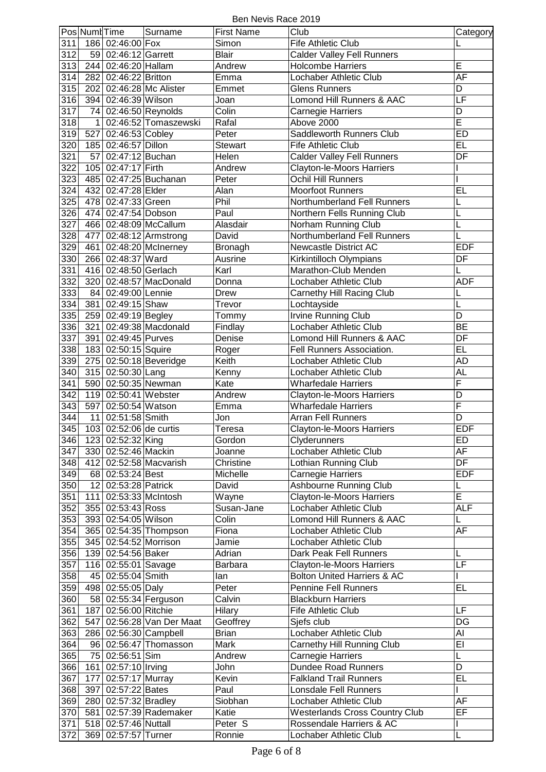Ben Nevis Race 2019

| Pos | Numb | Time | Surname | First Name | Club | Category |
|---|---|---|---|---|---|---|
| 311 | 186 | 02:46:00 | Fox | Simon | Fife Athletic Club | L |
| 312 | 59 | 02:46:12 | Garrett | Blair | Calder Valley Fell Runners | |
| 313 | 244 | 02:46:20 | Hallam | Andrew | Holcombe Harriers | E |
| 314 | 282 | 02:46:22 | Britton | Emma | Lochaber Athletic Club | AF |
| 315 | 202 | 02:46:28 | Mc Alister | Emmet | Glens Runners | D |
| 316 | 394 | 02:46:39 | Wilson | Joan | Lomond Hill Runners & AAC | LF |
| 317 | 74 | 02:46:50 | Reynolds | Colin | Carnegie Harriers | D |
| 318 | 1 | 02:46:52 | Tomaszewski | Rafal | Above 2000 | E |
| 319 | 527 | 02:46:53 | Cobley | Peter | Saddleworth Runners Club | ED |
| 320 | 185 | 02:46:57 | Dillon | Stewart | Fife Athletic Club | EL |
| 321 | 57 | 02:47:12 | Buchan | Helen | Calder Valley Fell Runners | DF |
| 322 | 105 | 02:47:17 | Firth | Andrew | Clayton-le-Moors Harriers | I |
| 323 | 485 | 02:47:25 | Buchanan | Peter | Ochil Hill Runners | I |
| 324 | 432 | 02:47:28 | Elder | Alan | Moorfoot Runners | EL |
| 325 | 478 | 02:47:33 | Green | Phil | Northumberland Fell Runners | L |
| 326 | 474 | 02:47:54 | Dobson | Paul | Northern Fells Running Club | L |
| 327 | 466 | 02:48:09 | McCallum | Alasdair | Norham Running Club | L |
| 328 | 477 | 02:48:12 | Armstrong | David | Northumberland Fell Runners | L |
| 329 | 461 | 02:48:20 | McInerney | Bronagh | Newcastle District AC | EDF |
| 330 | 266 | 02:48:37 | Ward | Ausrine | Kirkintilloch Olympians | DF |
| 331 | 416 | 02:48:50 | Gerlach | Karl | Marathon-Club Menden | L |
| 332 | 320 | 02:48:57 | MacDonald | Donna | Lochaber Athletic Club | ADF |
| 333 | 84 | 02:49:00 | Lennie | Drew | Carnethy Hill Racing Club | L |
| 334 | 381 | 02:49:15 | Shaw | Trevor | Lochtayside | L |
| 335 | 259 | 02:49:19 | Begley | Tommy | Irvine Running Club | D |
| 336 | 321 | 02:49:38 | Macdonald | Findlay | Lochaber Athletic Club | BE |
| 337 | 391 | 02:49:45 | Purves | Denise | Lomond Hill Runners & AAC | DF |
| 338 | 183 | 02:50:15 | Squire | Roger | Fell Runners Association. | EL |
| 339 | 275 | 02:50:18 | Beveridge | Keith | Lochaber Athletic Club | AD |
| 340 | 315 | 02:50:30 | Lang | Kenny | Lochaber Athletic Club | AL |
| 341 | 590 | 02:50:35 | Newman | Kate | Wharfedale Harriers | F |
| 342 | 119 | 02:50:41 | Webster | Andrew | Clayton-le-Moors Harriers | D |
| 343 | 597 | 02:50:54 | Watson | Emma | Wharfedale Harriers | F |
| 344 | 11 | 02:51:58 | Smith | Jon | Arran Fell Runners | D |
| 345 | 103 | 02:52:06 | de curtis | Teresa | Clayton-le-Moors Harriers | EDF |
| 346 | 123 | 02:52:32 | King | Gordon | Clyderunners | ED |
| 347 | 330 | 02:52:46 | Mackin | Joanne | Lochaber Athletic Club | AF |
| 348 | 412 | 02:52:58 | Macvarish | Christine | Lothian Running Club | DF |
| 349 | 68 | 02:53:24 | Best | Michelle | Carnegie Harriers | EDF |
| 350 | 12 | 02:53:28 | Patrick | David | Ashbourne Running Club | L |
| 351 | 111 | 02:53:33 | McIntosh | Wayne | Clayton-le-Moors Harriers | E |
| 352 | 355 | 02:53:43 | Ross | Susan-Jane | Lochaber Athletic Club | ALF |
| 353 | 393 | 02:54:05 | Wilson | Colin | Lomond Hill Runners & AAC | L |
| 354 | 365 | 02:54:35 | Thompson | Fiona | Lochaber Athletic Club | AF |
| 355 | 345 | 02:54:52 | Morrison | Jamie | Lochaber Athletic Club | |
| 356 | 139 | 02:54:56 | Baker | Adrian | Dark Peak Fell Runners | L |
| 357 | 116 | 02:55:01 | Savage | Barbara | Clayton-le-Moors Harriers | LF |
| 358 | 45 | 02:55:04 | Smith | Ian | Bolton United Harriers & AC | I |
| 359 | 498 | 02:55:05 | Daly | Peter | Pennine Fell Runners | EL |
| 360 | 58 | 02:55:34 | Ferguson | Calvin | Blackburn Harriers | |
| 361 | 187 | 02:56:00 | Ritchie | Hilary | Fife Athletic Club | LF |
| 362 | 547 | 02:56:28 | Van Der Maat | Geoffrey | Sjefs club | DG |
| 363 | 286 | 02:56:30 | Campbell | Brian | Lochaber Athletic Club | AI |
| 364 | 96 | 02:56:47 | Thomasson | Mark | Carnethy Hill Running Club | EI |
| 365 | 75 | 02:56:51 | Sim | Andrew | Carnegie Harriers | L |
| 366 | 161 | 02:57:10 | Irving | John | Dundee Road Runners | D |
| 367 | 177 | 02:57:17 | Murray | Kevin | Falkland Trail Runners | EL |
| 368 | 397 | 02:57:22 | Bates | Paul | Lonsdale Fell Runners | I |
| 369 | 280 | 02:57:32 | Bradley | Siobhan | Lochaber Athletic Club | AF |
| 370 | 581 | 02:57:39 | Rademaker | Katie | Westerlands Cross Country Club | EF |
| 371 | 518 | 02:57:46 | Nuttall | Peter S | Rossendale Harriers & AC | I |
| 372 | 369 | 02:57:57 | Turner | Ronnie | Lochaber Athletic Club | L |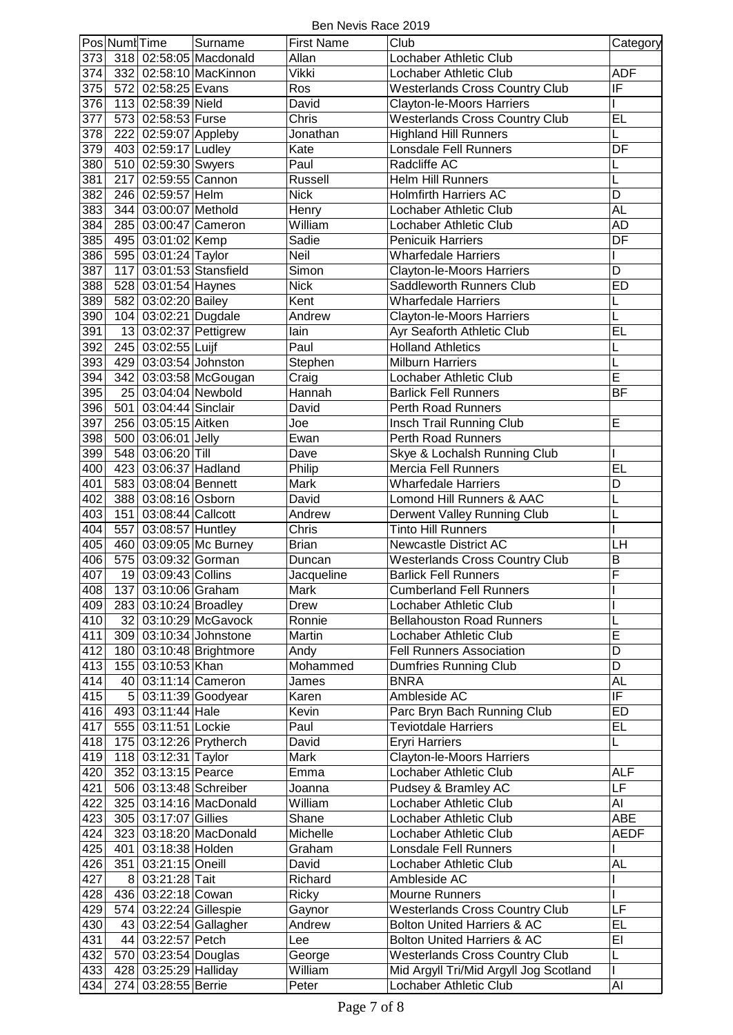# Ben Nevis Race 2019

| Pos | Numb | Time | Surname | First Name | Club | Category |
|---|---|---|---|---|---|---|
| 373 | 318 | 02:58:05 | Macdonald | Allan | Lochaber Athletic Club | |
| 374 | 332 | 02:58:10 | MacKinnon | Vikki | Lochaber Athletic Club | ADF |
| 375 | 572 | 02:58:25 | Evans | Ros | Westerlands Cross Country Club | IF |
| 376 | 113 | 02:58:39 | Nield | David | Clayton-le-Moors Harriers | I |
| 377 | 573 | 02:58:53 | Furse | Chris | Westerlands Cross Country Club | EL |
| 378 | 222 | 02:59:07 | Appleby | Jonathan | Highland Hill Runners | L |
| 379 | 403 | 02:59:17 | Ludley | Kate | Lonsdale Fell Runners | DF |
| 380 | 510 | 02:59:30 | Swyers | Paul | Radcliffe AC | L |
| 381 | 217 | 02:59:55 | Cannon | Russell | Helm Hill Runners | L |
| 382 | 246 | 02:59:57 | Helm | Nick | Holmfirth Harriers AC | D |
| 383 | 344 | 03:00:07 | Methold | Henry | Lochaber Athletic Club | AL |
| 384 | 285 | 03:00:47 | Cameron | William | Lochaber Athletic Club | AD |
| 385 | 495 | 03:01:02 | Kemp | Sadie | Penicuik Harriers | DF |
| 386 | 595 | 03:01:24 | Taylor | Neil | Wharfedale Harriers | I |
| 387 | 117 | 03:01:53 | Stansfield | Simon | Clayton-le-Moors Harriers | D |
| 388 | 528 | 03:01:54 | Haynes | Nick | Saddleworth Runners Club | ED |
| 389 | 582 | 03:02:20 | Bailey | Kent | Wharfedale Harriers | L |
| 390 | 104 | 03:02:21 | Dugdale | Andrew | Clayton-le-Moors Harriers | L |
| 391 | 13 | 03:02:37 | Pettigrew | Iain | Ayr Seaforth Athletic Club | EL |
| 392 | 245 | 03:02:55 | Luijf | Paul | Holland Athletics | L |
| 393 | 429 | 03:03:54 | Johnston | Stephen | Milburn Harriers | L |
| 394 | 342 | 03:03:58 | McGougan | Craig | Lochaber Athletic Club | E |
| 395 | 25 | 03:04:04 | Newbold | Hannah | Barlick Fell Runners | BF |
| 396 | 501 | 03:04:44 | Sinclair | David | Perth Road Runners | |
| 397 | 256 | 03:05:15 | Aitken | Joe | Insch Trail Running Club | E |
| 398 | 500 | 03:06:01 | Jelly | Ewan | Perth Road Runners | |
| 399 | 548 | 03:06:20 | Till | Dave | Skye & Lochalsh Running Club | I |
| 400 | 423 | 03:06:37 | Hadland | Philip | Mercia Fell Runners | EL |
| 401 | 583 | 03:08:04 | Bennett | Mark | Wharfedale Harriers | D |
| 402 | 388 | 03:08:16 | Osborn | David | Lomond Hill Runners & AAC | L |
| 403 | 151 | 03:08:44 | Callcott | Andrew | Derwent Valley Running Club | L |
| 404 | 557 | 03:08:57 | Huntley | Chris | Tinto Hill Runners | I |
| 405 | 460 | 03:09:05 | Mc Burney | Brian | Newcastle District AC | LH |
| 406 | 575 | 03:09:32 | Gorman | Duncan | Westerlands Cross Country Club | B |
| 407 | 19 | 03:09:43 | Collins | Jacqueline | Barlick Fell Runners | F |
| 408 | 137 | 03:10:06 | Graham | Mark | Cumberland Fell Runners | I |
| 409 | 283 | 03:10:24 | Broadley | Drew | Lochaber Athletic Club | I |
| 410 | 32 | 03:10:29 | McGavock | Ronnie | Bellahouston Road Runners | L |
| 411 | 309 | 03:10:34 | Johnstone | Martin | Lochaber Athletic Club | E |
| 412 | 180 | 03:10:48 | Brightmore | Andy | Fell Runners Association | D |
| 413 | 155 | 03:10:53 | Khan | Mohammed | Dumfries Running Club | D |
| 414 | 40 | 03:11:14 | Cameron | James | BNRA | AL |
| 415 | 5 | 03:11:39 | Goodyear | Karen | Ambleside AC | IF |
| 416 | 493 | 03:11:44 | Hale | Kevin | Parc Bryn Bach Running Club | ED |
| 417 | 555 | 03:11:51 | Lockie | Paul | Teviotdale Harriers | EL |
| 418 | 175 | 03:12:26 | Prytherch | David | Eryri Harriers | L |
| 419 | 118 | 03:12:31 | Taylor | Mark | Clayton-le-Moors Harriers | |
| 420 | 352 | 03:13:15 | Pearce | Emma | Lochaber Athletic Club | ALF |
| 421 | 506 | 03:13:48 | Schreiber | Joanna | Pudsey & Bramley AC | LF |
| 422 | 325 | 03:14:16 | MacDonald | William | Lochaber Athletic Club | AI |
| 423 | 305 | 03:17:07 | Gillies | Shane | Lochaber Athletic Club | ABE |
| 424 | 323 | 03:18:20 | MacDonald | Michelle | Lochaber Athletic Club | AEDF |
| 425 | 401 | 03:18:38 | Holden | Graham | Lonsdale Fell Runners | I |
| 426 | 351 | 03:21:15 | Oneill | David | Lochaber Athletic Club | AL |
| 427 | 8 | 03:21:28 | Tait | Richard | Ambleside AC | I |
| 428 | 436 | 03:22:18 | Cowan | Ricky | Mourne Runners | I |
| 429 | 574 | 03:22:24 | Gillespie | Gaynor | Westerlands Cross Country Club | LF |
| 430 | 43 | 03:22:54 | Gallagher | Andrew | Bolton United Harriers & AC | EL |
| 431 | 44 | 03:22:57 | Petch | Lee | Bolton United Harriers & AC | EI |
| 432 | 570 | 03:23:54 | Douglas | George | Westerlands Cross Country Club | L |
| 433 | 428 | 03:25:29 | Halliday | William | Mid Argyll Tri/Mid Argyll Jog Scotland | I |
| 434 | 274 | 03:28:55 | Berrie | Peter | Lochaber Athletic Club | AI |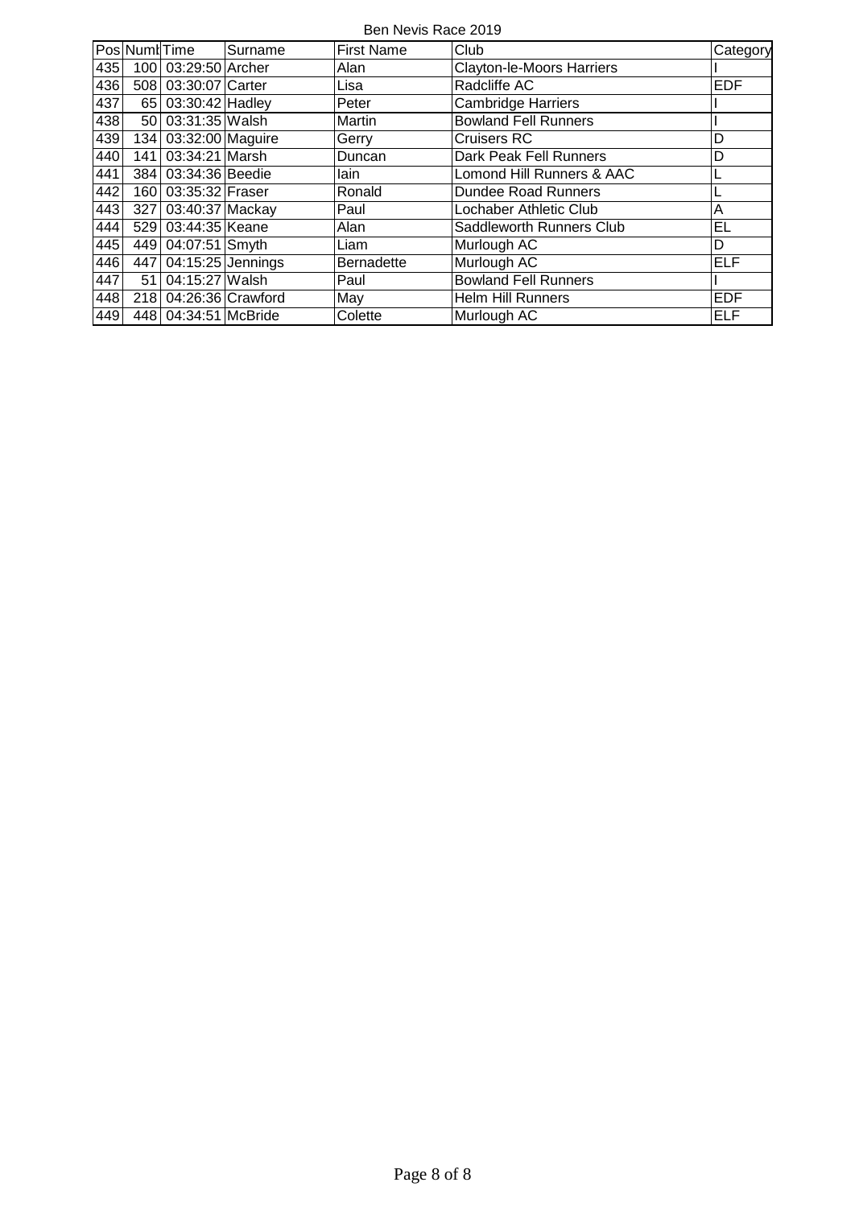Ben Nevis Race 2019

| Pos | Numb | Time | Surname | First Name | Club | Category |
|---|---|---|---|---|---|---|
| 435 | 100 | 03:29:50 | Archer | Alan | Clayton-le-Moors Harriers | I |
| 436 | 508 | 03:30:07 | Carter | Lisa | Radcliffe AC | EDF |
| 437 | 65 | 03:30:42 | Hadley | Peter | Cambridge Harriers | I |
| 438 | 50 | 03:31:35 | Walsh | Martin | Bowland Fell Runners | I |
| 439 | 134 | 03:32:00 | Maguire | Gerry | Cruisers RC | D |
| 440 | 141 | 03:34:21 | Marsh | Duncan | Dark Peak Fell Runners | D |
| 441 | 384 | 03:34:36 | Beedie | Iain | Lomond Hill Runners & AAC | L |
| 442 | 160 | 03:35:32 | Fraser | Ronald | Dundee Road Runners | L |
| 443 | 327 | 03:40:37 | Mackay | Paul | Lochaber Athletic Club | A |
| 444 | 529 | 03:44:35 | Keane | Alan | Saddleworth Runners Club | EL |
| 445 | 449 | 04:07:51 | Smyth | Liam | Murlough AC | D |
| 446 | 447 | 04:15:25 | Jennings | Bernadette | Murlough AC | ELF |
| 447 | 51 | 04:15:27 | Walsh | Paul | Bowland Fell Runners | I |
| 448 | 218 | 04:26:36 | Crawford | May | Helm Hill Runners | EDF |
| 449 | 448 | 04:34:51 | McBride | Colette | Murlough AC | ELF |